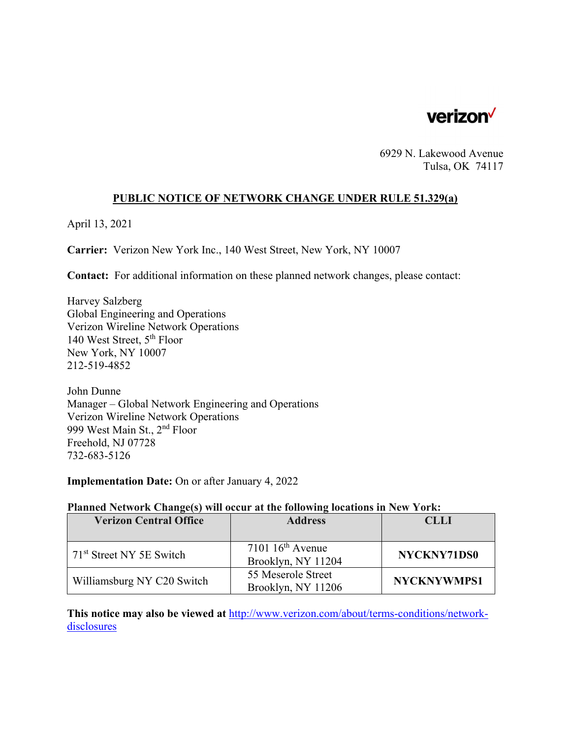verizon

6929 N. Lakewood Avenue
Tulsa, OK 74117

## PUBLIC NOTICE OF NETWORK CHANGE UNDER RULE 51.329(a)

April 13, 2021

**Carrier:** Verizon New York Inc., 140 West Street, New York, NY 10007

**Contact:** For additional information on these planned network changes, please contact:

Harvey Salzberg
Global Engineering and Operations
Verizon Wireline Network Operations
140 West Street, 5th Floor
New York, NY 10007
212-519-4852

John Dunne
Manager – Global Network Engineering and Operations
Verizon Wireline Network Operations
999 West Main St., 2nd Floor
Freehold, NJ 07728
732-683-5126

**Implementation Date:** On or after January 4, 2022

**Planned Network Change(s) will occur at the following locations in New York:**

| Verizon Central Office | Address | CLLI |
|---|---|---|
| 71st Street NY 5E Switch | 7101 16th Avenue Brooklyn, NY 11204 | **NYCKNY71DS0** |
| Williamsburg NY C20 Switch | 55 Meserole Street Brooklyn, NY 11206 | **NYCKNYWMPS1** |

**This notice may also be viewed at** http://www.verizon.com/about/terms-conditions/network-disclosures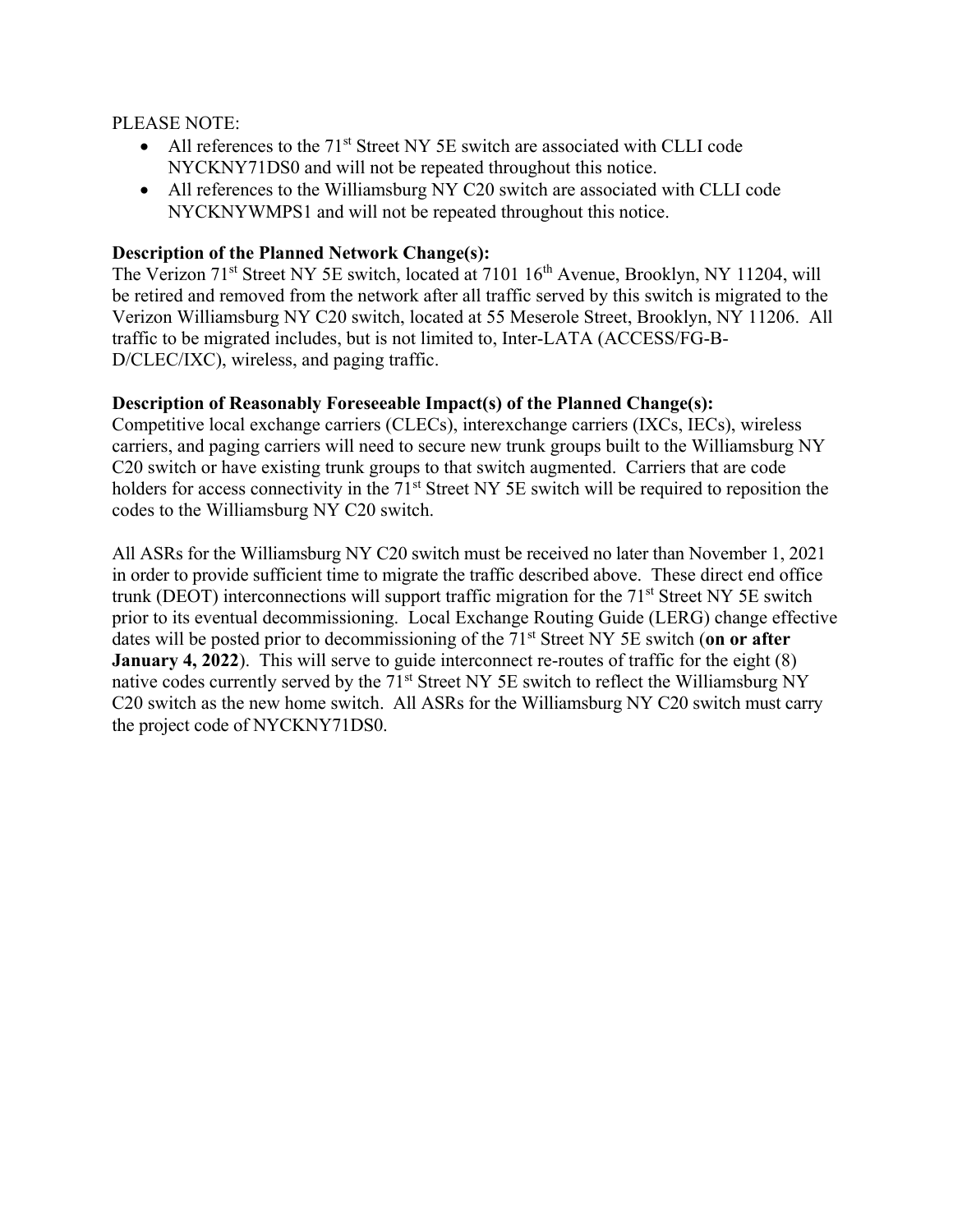PLEASE NOTE:

- All references to the 71st Street NY 5E switch are associated with CLLI code NYCKNY71DS0 and will not be repeated throughout this notice.
- All references to the Williamsburg NY C20 switch are associated with CLLI code NYCKNYWMPS1 and will not be repeated throughout this notice.

**Description of the Planned Network Change(s):**
The Verizon 71st Street NY 5E switch, located at 7101 16th Avenue, Brooklyn, NY 11204, will be retired and removed from the network after all traffic served by this switch is migrated to the Verizon Williamsburg NY C20 switch, located at 55 Meserole Street, Brooklyn, NY 11206. All traffic to be migrated includes, but is not limited to, Inter-LATA (ACCESS/FG-B-D/CLEC/IXC), wireless, and paging traffic.

**Description of Reasonably Foreseeable Impact(s) of the Planned Change(s):**
Competitive local exchange carriers (CLECs), interexchange carriers (IXCs, IECs), wireless carriers, and paging carriers will need to secure new trunk groups built to the Williamsburg NY C20 switch or have existing trunk groups to that switch augmented. Carriers that are code holders for access connectivity in the 71st Street NY 5E switch will be required to reposition the codes to the Williamsburg NY C20 switch.

All ASRs for the Williamsburg NY C20 switch must be received no later than November 1, 2021 in order to provide sufficient time to migrate the traffic described above. These direct end office trunk (DEOT) interconnections will support traffic migration for the 71st Street NY 5E switch prior to its eventual decommissioning. Local Exchange Routing Guide (LERG) change effective dates will be posted prior to decommissioning of the 71st Street NY 5E switch (**on or after January 4, 2022**). This will serve to guide interconnect re-routes of traffic for the eight (8) native codes currently served by the 71st Street NY 5E switch to reflect the Williamsburg NY C20 switch as the new home switch. All ASRs for the Williamsburg NY C20 switch must carry the project code of NYCKNY71DS0.